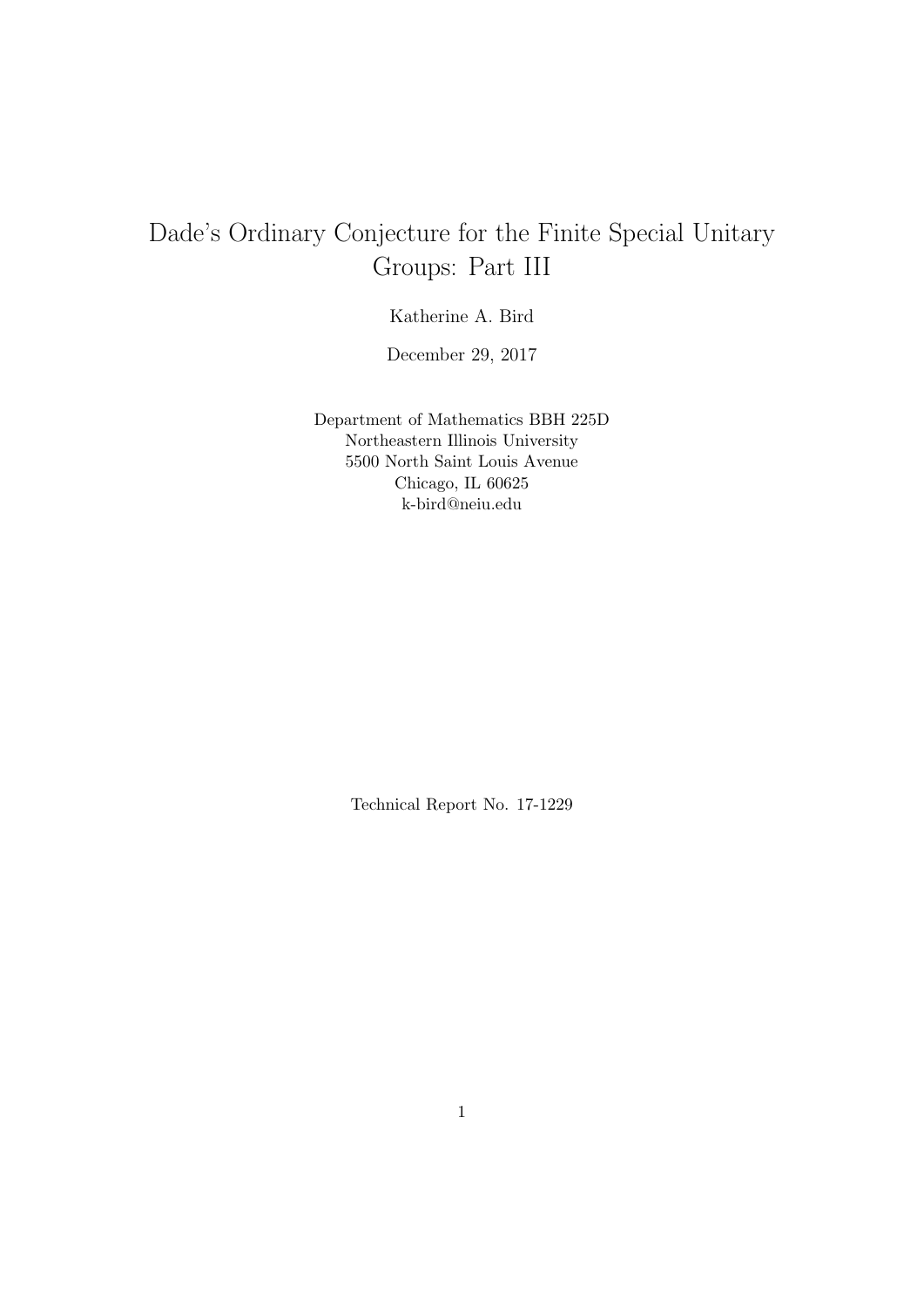# Dade's Ordinary Conjecture for the Finite Special Unitary Groups: Part III

Katherine A. Bird

December 29, 2017

Department of Mathematics BBH 225D
Northeastern Illinois University
5500 North Saint Louis Avenue
Chicago, IL 60625
k-bird@neiu.edu

Technical Report No. 17-1229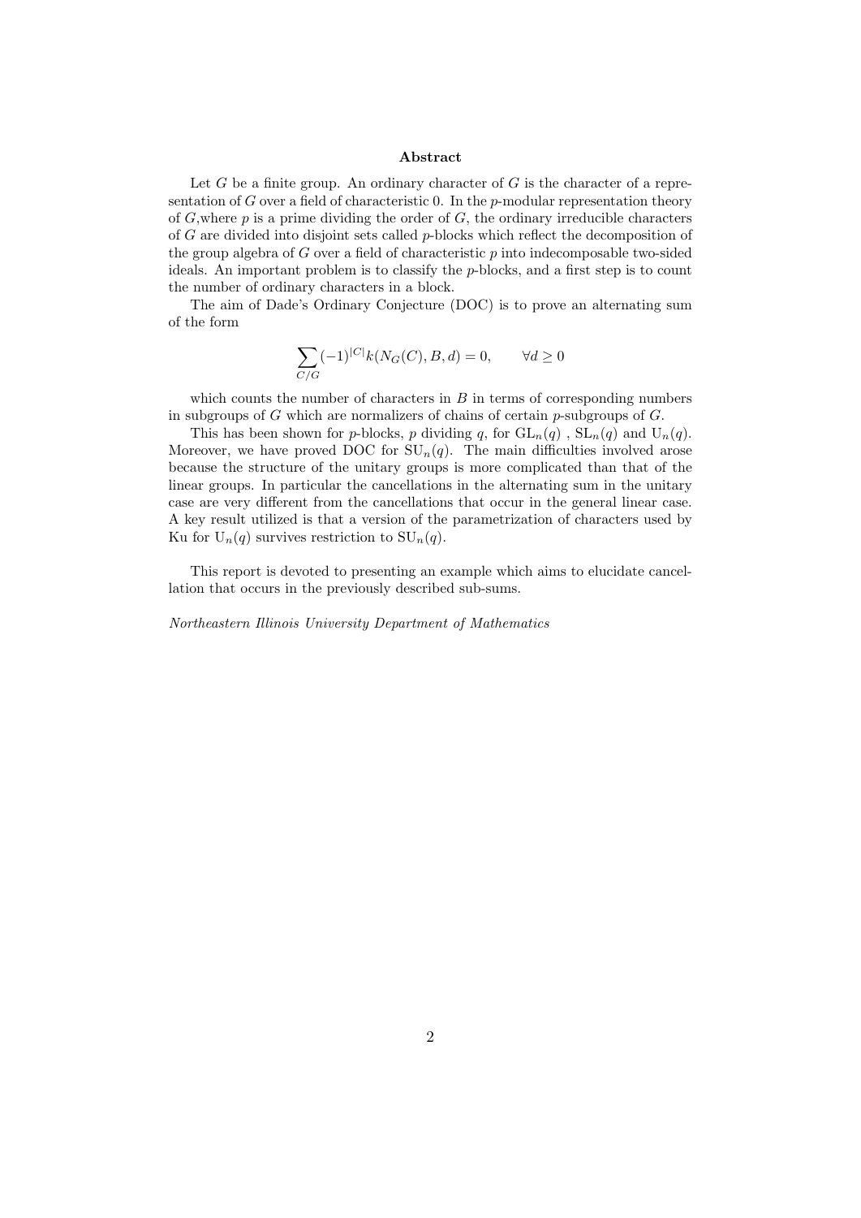**Abstract**

Let $G$ be a finite group. An ordinary character of $G$ is the character of a representation of $G$ over a field of characteristic 0. In the $p$-modular representation theory of $G$,where $p$ is a prime dividing the order of $G$, the ordinary irreducible characters of $G$ are divided into disjoint sets called $p$-blocks which reflect the decomposition of the group algebra of $G$ over a field of characteristic $p$ into indecomposable two-sided ideals. An important problem is to classify the $p$-blocks, and a first step is to count the number of ordinary characters in a block.

The aim of Dade's Ordinary Conjecture (DOC) is to prove an alternating sum of the form

$$\sum_{C/G} (-1)^{|C|} k(N_G(C), B, d) = 0, \qquad \forall d \geq 0$$

which counts the number of characters in $B$ in terms of corresponding numbers in subgroups of $G$ which are normalizers of chains of certain $p$-subgroups of $G$.

This has been shown for $p$-blocks, $p$ dividing $q$, for $\mathrm{GL}_n(q)$ , $\mathrm{SL}_n(q)$ and $\mathrm{U}_n(q)$. Moreover, we have proved DOC for $\mathrm{SU}_n(q)$. The main difficulties involved arose because the structure of the unitary groups is more complicated than that of the linear groups. In particular the cancellations in the alternating sum in the unitary case are very different from the cancellations that occur in the general linear case. A key result utilized is that a version of the parametrization of characters used by Ku for $\mathrm{U}_n(q)$ survives restriction to $\mathrm{SU}_n(q)$.

This report is devoted to presenting an example which aims to elucidate cancellation that occurs in the previously described sub-sums.

*Northeastern Illinois University Department of Mathematics*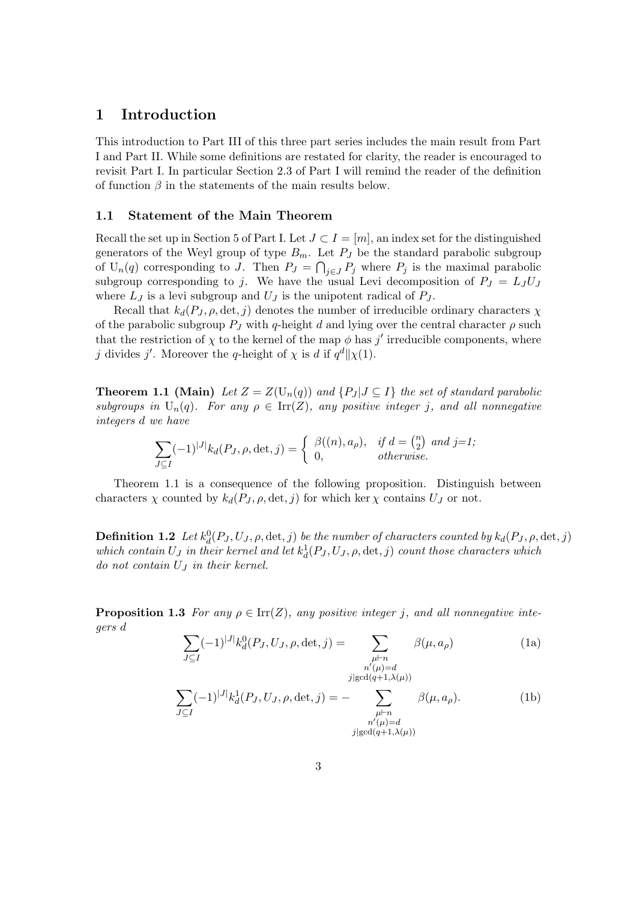# 1 Introduction

This introduction to Part III of this three part series includes the main result from Part I and Part II. While some definitions are restated for clarity, the reader is encouraged to revisit Part I. In particular Section 2.3 of Part I will remind the reader of the definition of function $\beta$ in the statements of the main results below.

## 1.1 Statement of the Main Theorem

Recall the set up in Section 5 of Part I. Let $J \subset I = [m]$, an index set for the distinguished generators of the Weyl group of type $B_m$. Let $P_J$ be the standard parabolic subgroup of $\mathrm{U}_n(q)$ corresponding to $J$. Then $P_J = \bigcap_{j \in J} P_j$ where $P_j$ is the maximal parabolic subgroup corresponding to $j$. We have the usual Levi decomposition of $P_J = L_J U_J$ where $L_J$ is a levi subgroup and $U_J$ is the unipotent radical of $P_J$.

Recall that $k_d(P_J, \rho, \det, j)$ denotes the number of irreducible ordinary characters $\chi$ of the parabolic subgroup $P_J$ with $q$-height $d$ and lying over the central character $\rho$ such that the restriction of $\chi$ to the kernel of the map $\phi$ has $j'$ irreducible components, where $j$ divides $j'$. Moreover the $q$-height of $\chi$ is $d$ if $q^d \| \chi(1)$.

**Theorem 1.1 (Main)** *Let $Z = Z(\mathrm{U}_n(q))$ and $\{P_J | J \subseteq I\}$ the set of standard parabolic subgroups in $\mathrm{U}_n(q)$. For any $\rho \in \mathrm{Irr}(Z)$, any positive integer $j$, and all nonnegative integers $d$ we have*

$$\sum_{J \subseteq I} (-1)^{|J|} k_d(P_J, \rho, \det, j) = \begin{cases} \beta((n), a_\rho), & \text{if } d = \binom{n}{2} \text{ and } j\text{=1;} \\ 0, & \text{otherwise.} \end{cases}$$

Theorem 1.1 is a consequence of the following proposition. Distinguish between characters $\chi$ counted by $k_d(P_J, \rho, \det, j)$ for which $\ker \chi$ contains $U_J$ or not.

**Definition 1.2** *Let $k_d^0(P_J, U_J, \rho, \det, j)$ be the number of characters counted by $k_d(P_J, \rho, \det, j)$ which contain $U_J$ in their kernel and let $k_d^1(P_J, U_J, \rho, \det, j)$ count those characters which do not contain $U_J$ in their kernel.*

**Proposition 1.3** *For any $\rho \in \mathrm{Irr}(Z)$, any positive integer $j$, and all nonnegative integers $d$*

$$\sum_{J \subseteq I} (-1)^{|J|} k_d^0(P_J, U_J, \rho, \det, j) = \sum_{\substack{\mu \vdash n \\ n'(\mu) = d \\ j | \gcd(q+1, \lambda(\mu))}} \beta(\mu, a_\rho) \tag{1a}$$

$$\sum_{J \subseteq I} (-1)^{|J|} k_d^1(P_J, U_J, \rho, \det, j) = - \sum_{\substack{\mu \vdash n \\ n'(\mu) = d \\ j | \gcd(q+1, \lambda(\mu))}} \beta(\mu, a_\rho). \tag{1b}$$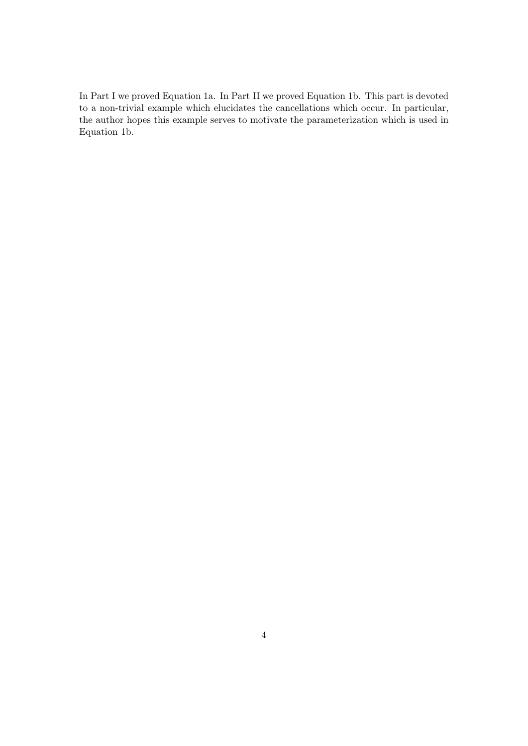In Part I we proved Equation 1a. In Part II we proved Equation 1b. This part is devoted to a non-trivial example which elucidates the cancellations which occur. In particular, the author hopes this example serves to motivate the parameterization which is used in Equation 1b.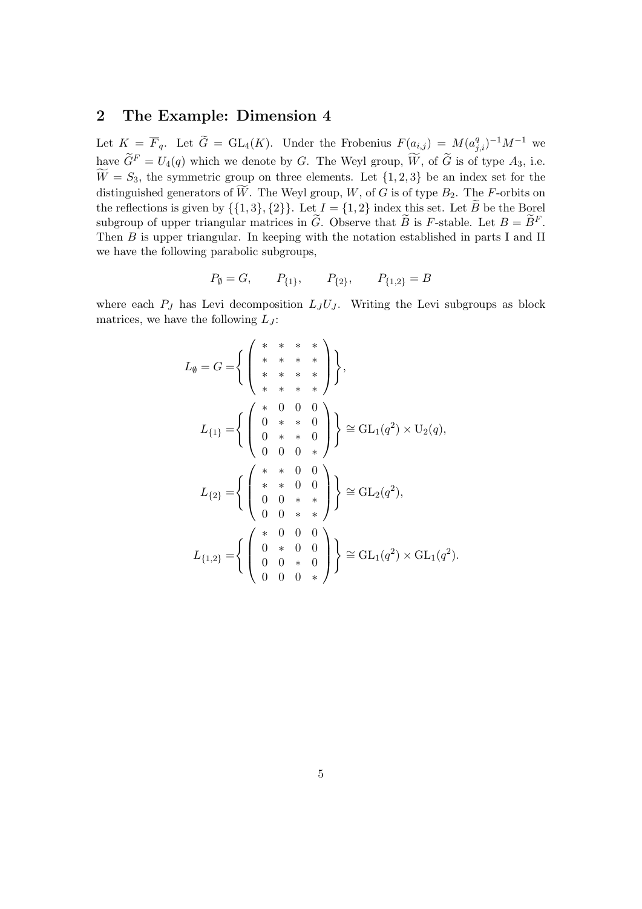## 2 The Example: Dimension 4

Let $K = \overline{F}_q$. Let $\widetilde{G} = \mathrm{GL}_4(K)$. Under the Frobenius $F(a_{i,j}) = M(a_{j,i}^q)^{-1}M^{-1}$ we have $\widetilde{G}^F = U_4(q)$ which we denote by $G$. The Weyl group, $\widetilde{W}$, of $\widetilde{G}$ is of type $A_3$, i.e. $\widetilde{W} = S_3$, the symmetric group on three elements. Let $\{1, 2, 3\}$ be an index set for the distinguished generators of $\widetilde{W}$. The Weyl group, $W$, of $G$ is of type $B_2$. The $F$-orbits on the reflections is given by $\{\{1, 3\}, \{2\}\}$. Let $I = \{1, 2\}$ index this set. Let $\widetilde{B}$ be the Borel subgroup of upper triangular matrices in $\widetilde{G}$. Observe that $\widetilde{B}$ is $F$-stable. Let $B = \widetilde{B}^F$. Then $B$ is upper triangular. In keeping with the notation established in parts I and II we have the following parabolic subgroups,

$$P_\emptyset = G, \qquad P_{\{1\}}, \qquad P_{\{2\}}, \qquad P_{\{1,2\}} = B$$

where each $P_J$ has Levi decomposition $L_J U_J$. Writing the Levi subgroups as block matrices, we have the following $L_J$:

$$L_\emptyset = G = \left\{ \begin{pmatrix} * & * & * & * \\ * & * & * & * \\ * & * & * & * \\ * & * & * & * \end{pmatrix} \right\},$$

$$L_{\{1\}} = \left\{ \begin{pmatrix} * & 0 & 0 & 0 \\ 0 & * & * & 0 \\ 0 & * & * & 0 \\ 0 & 0 & 0 & * \end{pmatrix} \right\} \cong \mathrm{GL}_1(q^2) \times \mathrm{U}_2(q),$$

$$L_{\{2\}} = \left\{ \begin{pmatrix} * & * & 0 & 0 \\ * & * & 0 & 0 \\ 0 & 0 & * & * \\ 0 & 0 & * & * \end{pmatrix} \right\} \cong \mathrm{GL}_2(q^2),$$

$$L_{\{1,2\}} = \left\{ \begin{pmatrix} * & 0 & 0 & 0 \\ 0 & * & 0 & 0 \\ 0 & 0 & * & 0 \\ 0 & 0 & 0 & * \end{pmatrix} \right\} \cong \mathrm{GL}_1(q^2) \times \mathrm{GL}_1(q^2).$$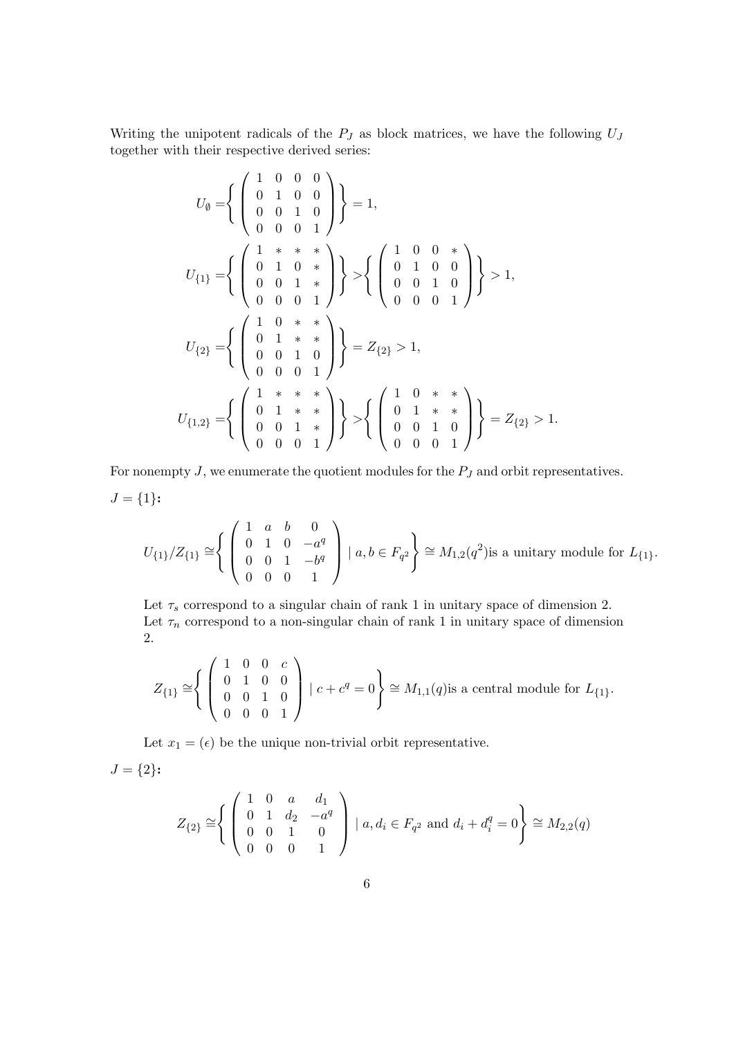Writing the unipotent radicals of the $P_J$ as block matrices, we have the following $U_J$ together with their respective derived series:

$$U_\emptyset = \left\{ \begin{pmatrix} 1 & 0 & 0 & 0 \\ 0 & 1 & 0 & 0 \\ 0 & 0 & 1 & 0 \\ 0 & 0 & 0 & 1 \end{pmatrix} \right\} = 1,$$

$$U_{\{1\}} = \left\{ \begin{pmatrix} 1 & * & * & * \\ 0 & 1 & 0 & * \\ 0 & 0 & 1 & * \\ 0 & 0 & 0 & 1 \end{pmatrix} \right\} > \left\{ \begin{pmatrix} 1 & 0 & 0 & * \\ 0 & 1 & 0 & 0 \\ 0 & 0 & 1 & 0 \\ 0 & 0 & 0 & 1 \end{pmatrix} \right\} > 1,$$

$$U_{\{2\}} = \left\{ \begin{pmatrix} 1 & 0 & * & * \\ 0 & 1 & * & * \\ 0 & 0 & 1 & 0 \\ 0 & 0 & 0 & 1 \end{pmatrix} \right\} = Z_{\{2\}} > 1,$$

$$U_{\{1,2\}} = \left\{ \begin{pmatrix} 1 & * & * & * \\ 0 & 1 & * & * \\ 0 & 0 & 1 & * \\ 0 & 0 & 0 & 1 \end{pmatrix} \right\} > \left\{ \begin{pmatrix} 1 & 0 & * & * \\ 0 & 1 & * & * \\ 0 & 0 & 1 & 0 \\ 0 & 0 & 0 & 1 \end{pmatrix} \right\} = Z_{\{2\}} > 1.$$

For nonempty $J$, we enumerate the quotient modules for the $P_J$ and orbit representatives.

**$J = \{1\}$:**

$$U_{\{1\}}/Z_{\{1\}} \cong \left\{ \begin{pmatrix} 1 & a & b & 0 \\ 0 & 1 & 0 & -a^q \\ 0 & 0 & 1 & -b^q \\ 0 & 0 & 0 & 1 \end{pmatrix} \mid a, b \in F_{q^2} \right\} \cong M_{1,2}(q^2) \text{is a unitary module for } L_{\{1\}}.$$

Let $\tau_s$ correspond to a singular chain of rank 1 in unitary space of dimension 2.
Let $\tau_n$ correspond to a non-singular chain of rank 1 in unitary space of dimension 2.

$$Z_{\{1\}} \cong \left\{ \begin{pmatrix} 1 & 0 & 0 & c \\ 0 & 1 & 0 & 0 \\ 0 & 0 & 1 & 0 \\ 0 & 0 & 0 & 1 \end{pmatrix} \mid c + c^q = 0 \right\} \cong M_{1,1}(q) \text{is a central module for } L_{\{1\}}.$$

Let $x_1 = (\epsilon)$ be the unique non-trivial orbit representative.

**$J = \{2\}$:**

$$Z_{\{2\}} \cong \left\{ \begin{pmatrix} 1 & 0 & a & d_1 \\ 0 & 1 & d_2 & -a^q \\ 0 & 0 & 1 & 0 \\ 0 & 0 & 0 & 1 \end{pmatrix} \mid a, d_i \in F_{q^2} \text{ and } d_i + d_i^q = 0 \right\} \cong M_{2,2}(q)$$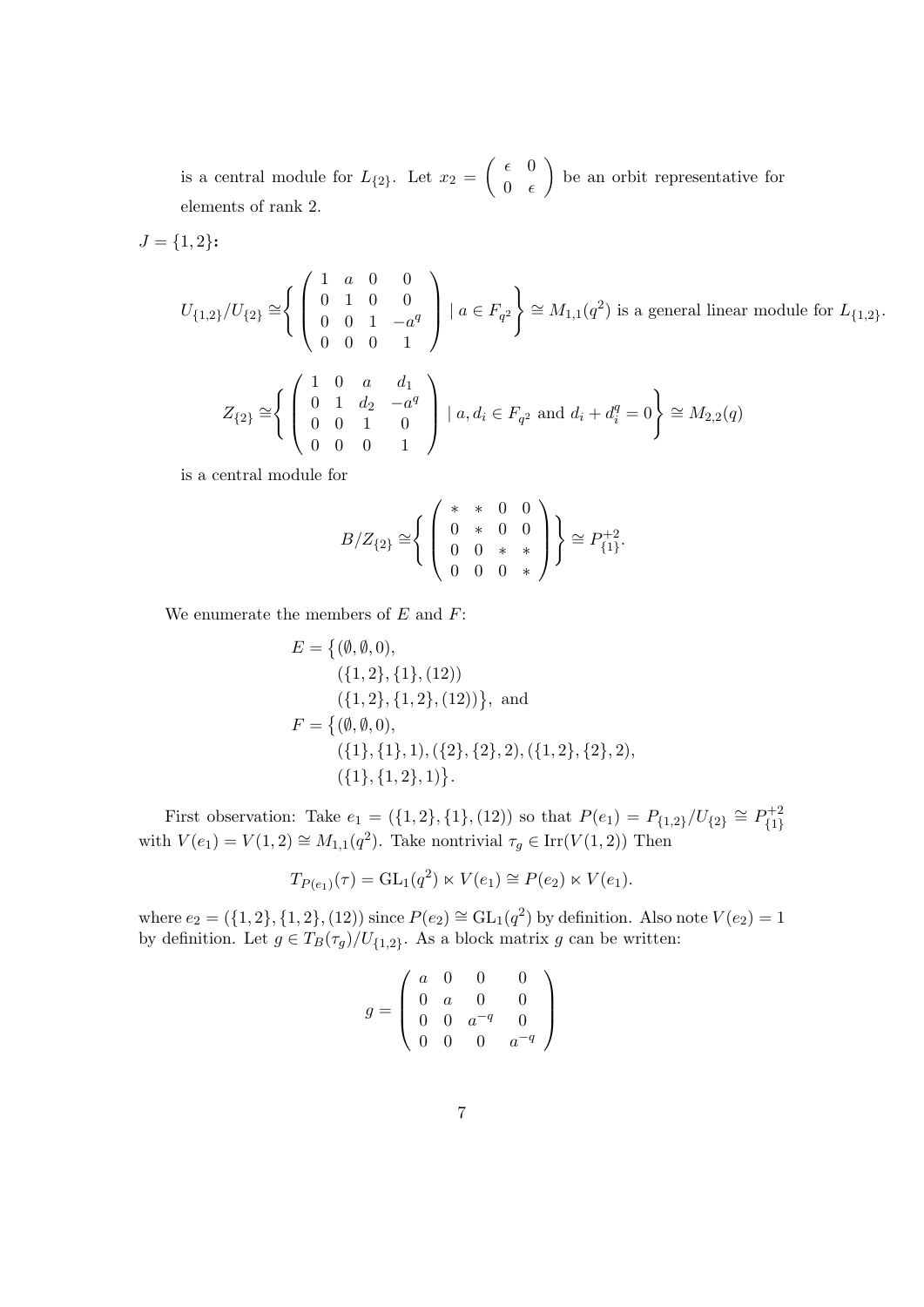is a central module for $L_{\{2\}}$. Let $x_2 = \begin{pmatrix} \epsilon & 0 \\ 0 & \epsilon \end{pmatrix}$ be an orbit representative for elements of rank 2.

**$J = \{1, 2\}$:**

$$U_{\{1,2\}}/U_{\{2\}} \cong \left\{ \begin{pmatrix} 1 & a & 0 & 0 \\ 0 & 1 & 0 & 0 \\ 0 & 0 & 1 & -a^q \\ 0 & 0 & 0 & 1 \end{pmatrix} \mid a \in F_{q^2} \right\} \cong M_{1,1}(q^2) \text{ is a general linear module for } L_{\{1,2\}}.$$

$$Z_{\{2\}} \cong \left\{ \begin{pmatrix} 1 & 0 & a & d_1 \\ 0 & 1 & d_2 & -a^q \\ 0 & 0 & 1 & 0 \\ 0 & 0 & 0 & 1 \end{pmatrix} \mid a, d_i \in F_{q^2} \text{ and } d_i + d_i^q = 0 \right\} \cong M_{2,2}(q)$$

is a central module for

$$B/Z_{\{2\}} \cong \left\{ \begin{pmatrix} * & * & 0 & 0 \\ 0 & * & 0 & 0 \\ 0 & 0 & * & * \\ 0 & 0 & 0 & * \end{pmatrix} \right\} \cong P^{+2}_{\{1\}}.$$

We enumerate the members of $E$ and $F$:

$$\begin{aligned} E = \big\{ &(\emptyset, \emptyset, 0), \\ &(\{1,2\}, \{1\}, (12)) \\ &(\{1,2\}, \{1,2\}, (12)) \big\}, \text{ and} \\ F = \big\{ &(\emptyset, \emptyset, 0), \\ &(\{1\}, \{1\}, 1), (\{2\}, \{2\}, 2), (\{1,2\}, \{2\}, 2), \\ &(\{1\}, \{1,2\}, 1) \big\}. \end{aligned}$$

First observation: Take $e_1 = (\{1,2\}, \{1\}, (12))$ so that $P(e_1) = P_{\{1,2\}}/U_{\{2\}} \cong P^{+2}_{\{1\}}$ with $V(e_1) = V(1,2) \cong M_{1,1}(q^2)$. Take nontrivial $\tau_g \in \mathrm{Irr}(V(1,2))$ Then

$$T_{P(e_1)}(\tau) = \mathrm{GL}_1(q^2) \ltimes V(e_1) \cong P(e_2) \ltimes V(e_1).$$

where $e_2 = (\{1,2\}, \{1,2\}, (12))$ since $P(e_2) \cong \mathrm{GL}_1(q^2)$ by definition. Also note $V(e_2) = 1$ by definition. Let $g \in T_B(\tau_g)/U_{\{1,2\}}$. As a block matrix $g$ can be written:

$$g = \begin{pmatrix} a & 0 & 0 & 0 \\ 0 & a & 0 & 0 \\ 0 & 0 & a^{-q} & 0 \\ 0 & 0 & 0 & a^{-q} \end{pmatrix}$$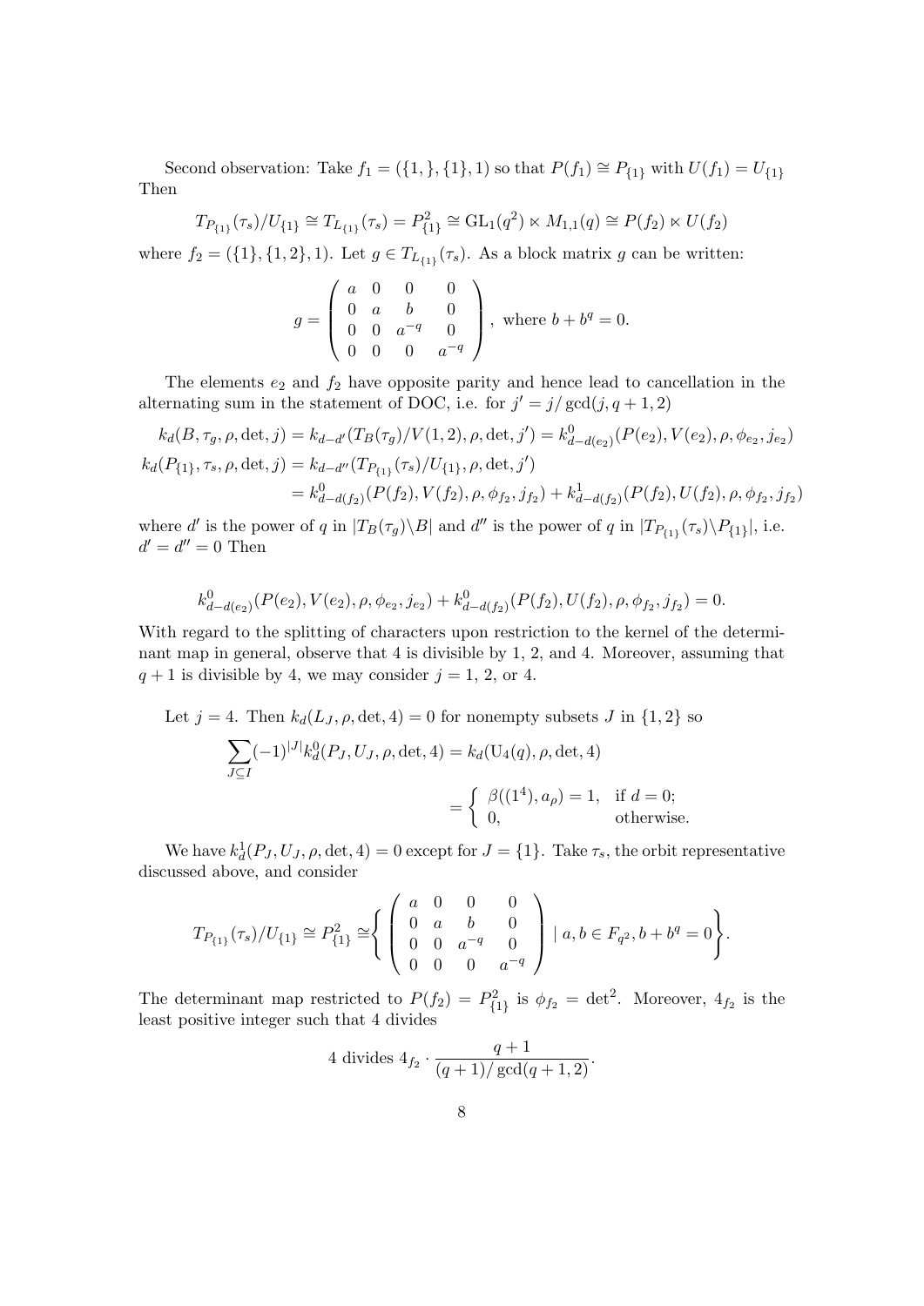Second observation: Take $f_1 = (\{1,\}, \{1\}, 1)$ so that $P(f_1) \cong P_{\{1\}}$ with $U(f_1) = U_{\{1\}}$ Then

$$T_{P_{\{1\}}}(\tau_s)/U_{\{1\}} \cong T_{L_{\{1\}}}(\tau_s) = P^2_{\{1\}} \cong \mathrm{GL}_1(q^2) \ltimes M_{1,1}(q) \cong P(f_2) \ltimes U(f_2)$$

where $f_2 = (\{1\}, \{1,2\}, 1)$. Let $g \in T_{L_{\{1\}}}(\tau_s)$. As a block matrix $g$ can be written:

$$g = \left( \begin{array}{cccc} a & 0 & 0 & 0 \\ 0 & a & b & 0 \\ 0 & 0 & a^{-q} & 0 \\ 0 & 0 & 0 & a^{-q} \end{array} \right), \text{ where } b + b^q = 0.$$

The elements $e_2$ and $f_2$ have opposite parity and hence lead to cancellation in the alternating sum in the statement of DOC, i.e. for $j' = j/\gcd(j, q+1, 2)$

$$\begin{aligned}
k_d(B, \tau_g, \rho, \det, j) &= k_{d-d'}(T_B(\tau_g)/V(1,2), \rho, \det, j') = k^0_{d-d(e_2)}(P(e_2), V(e_2), \rho, \phi_{e_2}, j_{e_2}) \\
k_d(P_{\{1\}}, \tau_s, \rho, \det, j) &= k_{d-d''}(T_{P_{\{1\}}}(\tau_s)/U_{\{1\}}, \rho, \det, j') \\
&= k^0_{d-d(f_2)}(P(f_2), V(f_2), \rho, \phi_{f_2}, j_{f_2}) + k^1_{d-d(f_2)}(P(f_2), U(f_2), \rho, \phi_{f_2}, j_{f_2})
\end{aligned}$$

where $d'$ is the power of $q$ in $|T_B(\tau_g)\backslash B|$ and $d''$ is the power of $q$ in $|T_{P_{\{1\}}}(\tau_s)\backslash P_{\{1\}}|$, i.e. $d' = d'' = 0$ Then

$$k^0_{d-d(e_2)}(P(e_2), V(e_2), \rho, \phi_{e_2}, j_{e_2}) + k^0_{d-d(f_2)}(P(f_2), U(f_2), \rho, \phi_{f_2}, j_{f_2}) = 0.$$

With regard to the splitting of characters upon restriction to the kernel of the determinant map in general, observe that 4 is divisible by 1, 2, and 4. Moreover, assuming that $q+1$ is divisible by 4, we may consider $j = 1$, 2, or 4.

Let $j = 4$. Then $k_d(L_J, \rho, \det, 4) = 0$ for nonempty subsets $J$ in $\{1,2\}$ so

$$\begin{aligned}
\sum_{J \subseteq I} (-1)^{|J|} k^0_d(P_J, U_J, \rho, \det, 4) &= k_d(\mathrm{U}_4(q), \rho, \det, 4) \\
&= \left\{ \begin{array}{ll} \beta((1^4), a_\rho) = 1, & \text{if } d = 0; \\ 0, & \text{otherwise.} \end{array} \right.
\end{aligned}$$

We have $k^1_d(P_J, U_J, \rho, \det, 4) = 0$ except for $J = \{1\}$. Take $\tau_s$, the orbit representative discussed above, and consider

$$T_{P_{\{1\}}}(\tau_s)/U_{\{1\}} \cong P^2_{\{1\}} \cong \left\{ \left( \begin{array}{cccc} a & 0 & 0 & 0 \\ 0 & a & b & 0 \\ 0 & 0 & a^{-q} & 0 \\ 0 & 0 & 0 & a^{-q} \end{array} \right) \mid a, b \in F_{q^2}, b + b^q = 0 \right\}.$$

The determinant map restricted to $P(f_2) = P^2_{\{1\}}$ is $\phi_{f_2} = \det^2$. Moreover, $4_{f_2}$ is the least positive integer such that 4 divides

$$4 \text{ divides } 4_{f_2} \cdot \frac{q+1}{(q+1)/\gcd(q+1, 2)}.$$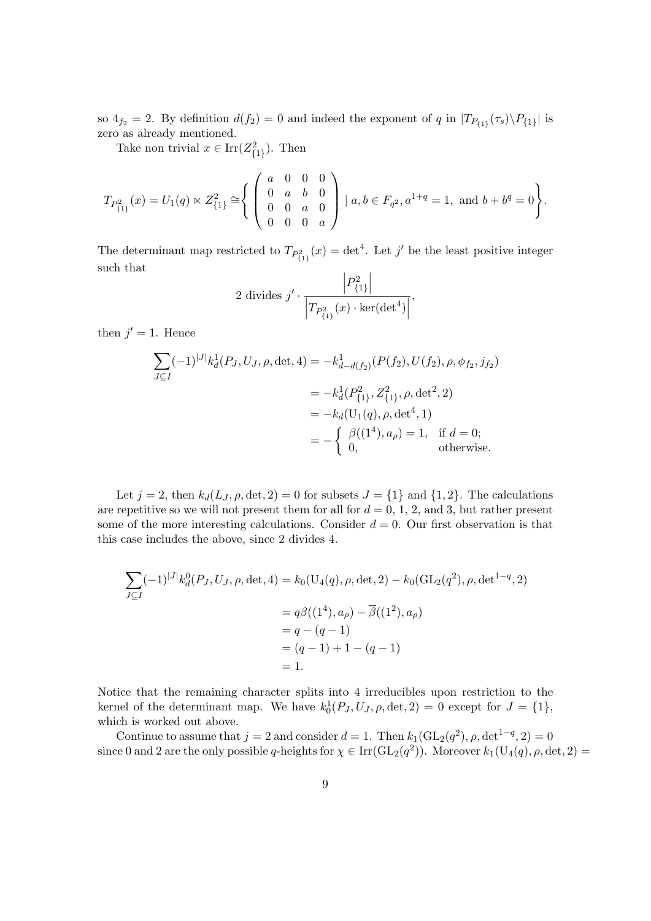so $4_{f_2} = 2$. By definition $d(f_2) = 0$ and indeed the exponent of $q$ in $|T_{P_{\{1\}}}(\tau_s)\backslash P_{\{1\}}|$ is zero as already mentioned.

Take non trivial $x \in \mathrm{Irr}(Z^2_{\{1\}})$. Then

$$T_{P^2_{\{1\}}}(x) = U_1(q) \ltimes Z^2_{\{1\}} \cong \left\{ \begin{pmatrix} a & 0 & 0 & 0 \\ 0 & a & b & 0 \\ 0 & 0 & a & 0 \\ 0 & 0 & 0 & a \end{pmatrix} \mid a, b \in F_{q^2}, a^{1+q} = 1, \text{ and } b + b^q = 0 \right\}.$$

The determinant map restricted to $T_{P^2_{\{1\}}}(x) = \det^4$. Let $j'$ be the least positive integer such that

$$2 \text{ divides } j' \cdot \frac{\left|P^2_{\{1\}}\right|}{\left|T_{P^2_{\{1\}}}(x) \cdot \ker(\det^4)\right|},$$

then $j' = 1$. Hence

$$\begin{aligned}
\sum_{J \subseteq I} (-1)^{|J|} k^1_d(P_J, U_J, \rho, \det, 4) &= -k^1_{d-d(f_2)}(P(f_2), U(f_2), \rho, \phi_{f_2}, j_{f_2}) \\
&= -k^1_d(P^2_{\{1\}}, Z^2_{\{1\}}, \rho, \det^2, 2) \\
&= -k_d(\mathrm{U}_1(q), \rho, \det^4, 1) \\
&= - \begin{cases} \beta((1^4), a_\rho) = 1, & \text{if } d = 0; \\ 0, & \text{otherwise.} \end{cases}
\end{aligned}$$

Let $j = 2$, then $k_d(L_J, \rho, \det, 2) = 0$ for subsets $J = \{1\}$ and $\{1, 2\}$. The calculations are repetitive so we will not present them for all for $d = 0$, 1, 2, and 3, but rather present some of the more interesting calculations. Consider $d = 0$. Our first observation is that this case includes the above, since 2 divides 4.

$$\begin{aligned}
\sum_{J \subseteq I} (-1)^{|J|} k^0_d(P_J, U_J, \rho, \det, 4) &= k_0(\mathrm{U}_4(q), \rho, \det, 2) - k_0(\mathrm{GL}_2(q^2), \rho, \det^{1-q}, 2) \\
&= q\beta((1^4), a_\rho) - \overline{\beta}((1^2), a_\rho) \\
&= q - (q - 1) \\
&= (q - 1) + 1 - (q - 1) \\
&= 1.
\end{aligned}$$

Notice that the remaining character splits into 4 irreducibles upon restriction to the kernel of the determinant map. We have $k^1_0(P_J, U_J, \rho, \det, 2) = 0$ except for $J = \{1\}$, which is worked out above.

Continue to assume that $j = 2$ and consider $d = 1$. Then $k_1(\mathrm{GL}_2(q^2), \rho, \det^{1-q}, 2) = 0$ since 0 and 2 are the only possible $q$-heights for $\chi \in \mathrm{Irr}(\mathrm{GL}_2(q^2))$. Moreover $k_1(\mathrm{U}_4(q), \rho, \det, 2) =$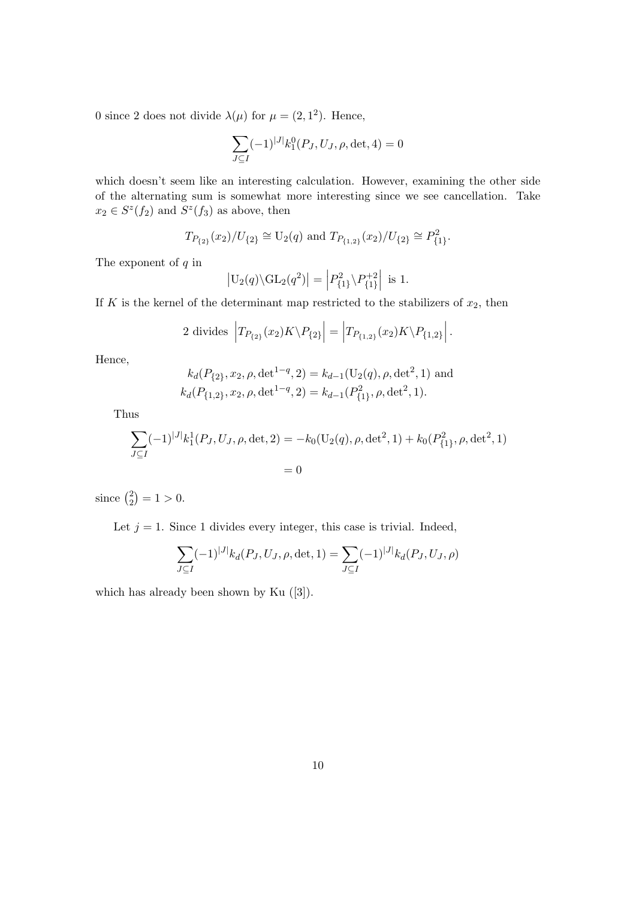0 since 2 does not divide $\lambda(\mu)$ for $\mu = (2, 1^2)$. Hence,

$$\sum_{J \subseteq I} (-1)^{|J|} k_1^0(P_J, U_J, \rho, \det, 4) = 0$$

which doesn't seem like an interesting calculation. However, examining the other side of the alternating sum is somewhat more interesting since we see cancellation. Take $x_2 \in S^z(f_2)$ and $S^z(f_3)$ as above, then

$$T_{P_{\{2\}}}(x_2)/U_{\{2\}} \cong \mathrm{U}_2(q) \text{ and } T_{P_{\{1,2\}}}(x_2)/U_{\{2\}} \cong P^2_{\{1\}}.$$

The exponent of $q$ in

$$\left|\mathrm{U}_2(q)\backslash \mathrm{GL}_2(q^2)\right| = \left|P^2_{\{1\}} \backslash P^{+2}_{\{1\}}\right| \text{ is } 1.$$

If $K$ is the kernel of the determinant map restricted to the stabilizers of $x_2$, then

$$2 \text{ divides } \left|T_{P_{\{2\}}}(x_2)K\backslash P_{\{2\}}\right| = \left|T_{P_{\{1,2\}}}(x_2)K\backslash P_{\{1,2\}}\right|.$$

Hence,

$$k_d(P_{\{2\}}, x_2, \rho, \det{}^{1-q}, 2) = k_{d-1}(\mathrm{U}_2(q), \rho, \det{}^2, 1) \text{ and}$$
$$k_d(P_{\{1,2\}}, x_2, \rho, \det{}^{1-q}, 2) = k_{d-1}(P^2_{\{1\}}, \rho, \det{}^2, 1).$$

Thus

$$\sum_{J \subseteq I} (-1)^{|J|} k_1^1(P_J, U_J, \rho, \det, 2) = -k_0(\mathrm{U}_2(q), \rho, \det{}^2, 1) + k_0(P^2_{\{1\}}, \rho, \det{}^2, 1)$$
$$= 0$$

since $\binom{2}{2} = 1 > 0$.

Let $j = 1$. Since 1 divides every integer, this case is trivial. Indeed,

$$\sum_{J \subseteq I} (-1)^{|J|} k_d(P_J, U_J, \rho, \det, 1) = \sum_{J \subseteq I} (-1)^{|J|} k_d(P_J, U_J, \rho)$$

which has already been shown by Ku ([3]).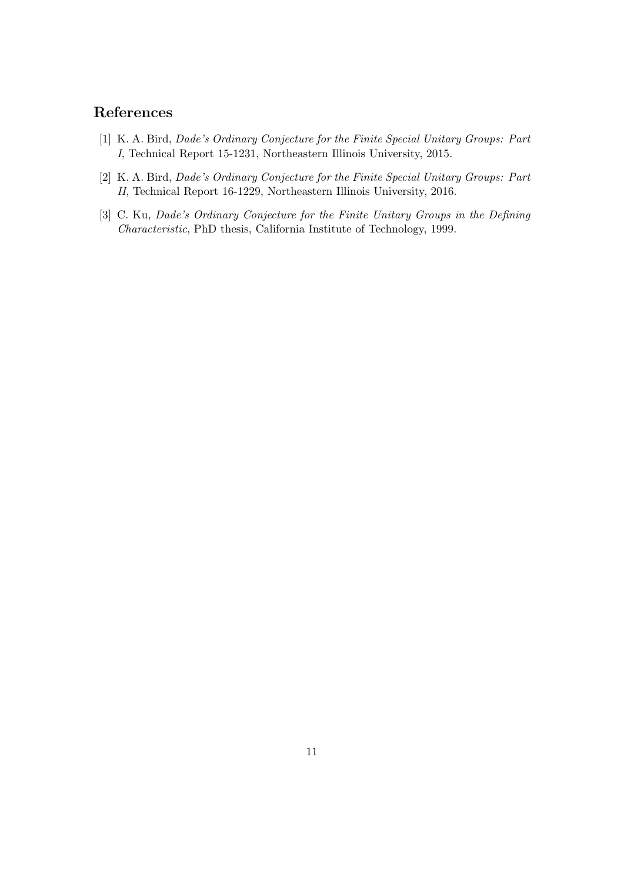## References

[1] K. A. Bird, *Dade's Ordinary Conjecture for the Finite Special Unitary Groups: Part I*, Technical Report 15-1231, Northeastern Illinois University, 2015.

[2] K. A. Bird, *Dade's Ordinary Conjecture for the Finite Special Unitary Groups: Part II*, Technical Report 16-1229, Northeastern Illinois University, 2016.

[3] C. Ku, *Dade's Ordinary Conjecture for the Finite Unitary Groups in the Defining Characteristic*, PhD thesis, California Institute of Technology, 1999.